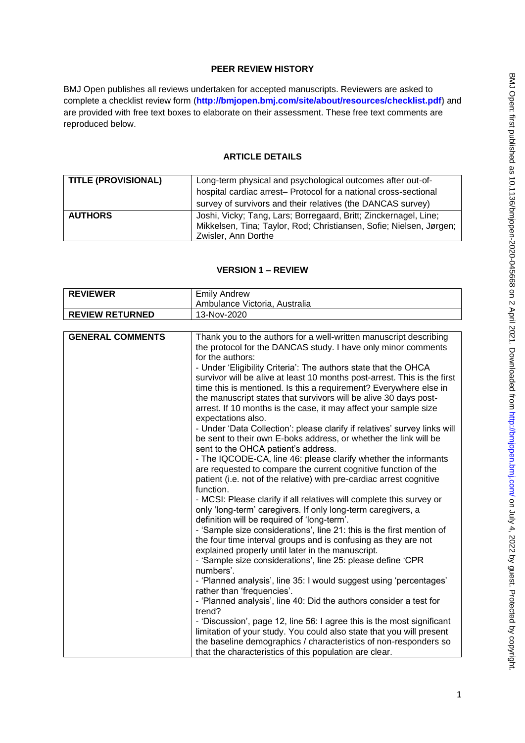**PEER REVIEW HISTORY**

BMJ Open publishes all reviews undertaken for accepted manuscripts. Reviewers are asked to complete a checklist review form (**http://bmjopen.bmj.com/site/about/resources/checklist.pdf**) and are provided with free text boxes to elaborate on their assessment. These free text comments are reproduced below.

**ARTICLE DETAILS**

| | |
|---|---|
| **TITLE (PROVISIONAL)** | Long-term physical and psychological outcomes after out-of-hospital cardiac arrest– Protocol for a national cross-sectional survey of survivors and their relatives (the DANCAS survey) |
| **AUTHORS** | Joshi, Vicky; Tang, Lars; Borregaard, Britt; Zinckernagel, Line; Mikkelsen, Tina; Taylor, Rod; Christiansen, Sofie; Nielsen, Jørgen; Zwisler, Ann Dorthe |

**VERSION 1 – REVIEW**

| | |
|---|---|
| **REVIEWER** | Emily Andrew<br>Ambulance Victoria, Australia |
| **REVIEW RETURNED** | 13-Nov-2020 |

| | |
|---|---|
| **GENERAL COMMENTS** | Thank you to the authors for a well-written manuscript describing the protocol for the DANCAS study. I have only minor comments for the authors:<br>- Under 'Eligibility Criteria': The authors state that the OHCA survivor will be alive at least 10 months post-arrest. This is the first time this is mentioned. Is this a requirement? Everywhere else in the manuscript states that survivors will be alive 30 days post-arrest. If 10 months is the case, it may affect your sample size expectations also.<br>- Under 'Data Collection': please clarify if relatives' survey links will be sent to their own E-boks address, or whether the link will be sent to the OHCA patient's address.<br>- The IQCODE-CA, line 46: please clarify whether the informants are requested to compare the current cognitive function of the patient (i.e. not of the relative) with pre-cardiac arrest cognitive function.<br>- MCSI: Please clarify if all relatives will complete this survey or only 'long-term' caregivers. If only long-term caregivers, a definition will be required of 'long-term'.<br>- 'Sample size considerations', line 21: this is the first mention of the four time interval groups and is confusing as they are not explained properly until later in the manuscript.<br>- 'Sample size considerations', line 25: please define 'CPR numbers'.<br>- 'Planned analysis', line 35: I would suggest using 'percentages' rather than 'frequencies'.<br>- 'Planned analysis', line 40: Did the authors consider a test for trend?<br>- 'Discussion', page 12, line 56: I agree this is the most significant limitation of your study. You could also state that you will present the baseline demographics / characteristics of non-responders so that the characteristics of this population are clear. |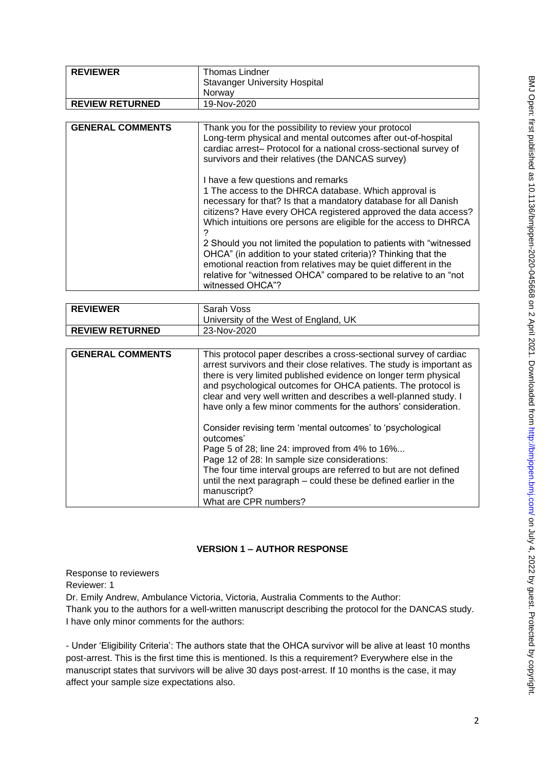| REVIEWER | Thomas Lindner<br>Stavanger University Hospital<br>Norway |
|---|---|
| REVIEW RETURNED | 19-Nov-2020 |

| GENERAL COMMENTS | Thank you for the possibility to review your protocol<br>Long-term physical and mental outcomes after out-of-hospital cardiac arrest– Protocol for a national cross-sectional survey of survivors and their relatives (the DANCAS survey)<br><br>I have a few questions and remarks<br>1 The access to the DHRCA database. Which approval is necessary for that? Is that a mandatory database for all Danish citizens? Have every OHCA registered approved the data access? Which intuitions ore persons are eligible for the access to DHRCA ?<br>2 Should you not limited the population to patients with "witnessed OHCA" (in addition to your stated criteria)? Thinking that the emotional reaction from relatives may be quiet different in the relative for "witnessed OHCA" compared to be relative to an "not witnessed OHCA"? |
|---|---|

| REVIEWER | Sarah Voss<br>University of the West of England, UK |
|---|---|
| REVIEW RETURNED | 23-Nov-2020 |

| GENERAL COMMENTS | This protocol paper describes a cross-sectional survey of cardiac arrest survivors and their close relatives. The study is important as there is very limited published evidence on longer term physical and psychological outcomes for OHCA patients. The protocol is clear and very well written and describes a well-planned study. I have only a few minor comments for the authors' consideration.<br><br>Consider revising term 'mental outcomes' to 'psychological outcomes'<br>Page 5 of 28; line 24: improved from 4% to 16%...<br>Page 12 of 28: In sample size considerations:<br>The four time interval groups are referred to but are not defined until the next paragraph – could these be defined earlier in the manuscript?<br>What are CPR numbers? |
|---|---|

## VERSION 1 – AUTHOR RESPONSE

Response to reviewers

Reviewer: 1

Dr. Emily Andrew, Ambulance Victoria, Victoria, Australia Comments to the Author:

Thank you to the authors for a well-written manuscript describing the protocol for the DANCAS study. I have only minor comments for the authors:

- Under 'Eligibility Criteria': The authors state that the OHCA survivor will be alive at least 10 months post-arrest. This is the first time this is mentioned. Is this a requirement? Everywhere else in the manuscript states that survivors will be alive 30 days post-arrest. If 10 months is the case, it may affect your sample size expectations also.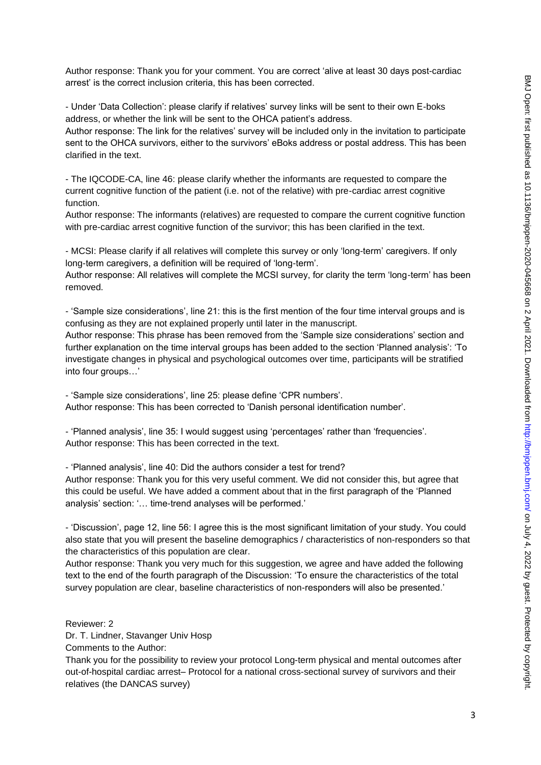Author response: Thank you for your comment. You are correct 'alive at least 30 days post-cardiac arrest' is the correct inclusion criteria, this has been corrected.

- Under 'Data Collection': please clarify if relatives' survey links will be sent to their own E-boks address, or whether the link will be sent to the OHCA patient's address.

Author response: The link for the relatives' survey will be included only in the invitation to participate sent to the OHCA survivors, either to the survivors' eBoks address or postal address. This has been clarified in the text.

- The IQCODE-CA, line 46: please clarify whether the informants are requested to compare the current cognitive function of the patient (i.e. not of the relative) with pre-cardiac arrest cognitive function.

Author response: The informants (relatives) are requested to compare the current cognitive function with pre-cardiac arrest cognitive function of the survivor; this has been clarified in the text.

- MCSI: Please clarify if all relatives will complete this survey or only 'long-term' caregivers. If only long-term caregivers, a definition will be required of 'long-term'.

Author response: All relatives will complete the MCSI survey, for clarity the term 'long-term' has been removed.

- 'Sample size considerations', line 21: this is the first mention of the four time interval groups and is confusing as they are not explained properly until later in the manuscript.

Author response: This phrase has been removed from the 'Sample size considerations' section and further explanation on the time interval groups has been added to the section 'Planned analysis': 'To investigate changes in physical and psychological outcomes over time, participants will be stratified into four groups…'

- 'Sample size considerations', line 25: please define 'CPR numbers'.

Author response: This has been corrected to 'Danish personal identification number'.

- 'Planned analysis', line 35: I would suggest using 'percentages' rather than 'frequencies'.

Author response: This has been corrected in the text.

- 'Planned analysis', line 40: Did the authors consider a test for trend?

Author response: Thank you for this very useful comment. We did not consider this, but agree that this could be useful. We have added a comment about that in the first paragraph of the 'Planned analysis' section: '… time-trend analyses will be performed.'

- 'Discussion', page 12, line 56: I agree this is the most significant limitation of your study. You could also state that you will present the baseline demographics / characteristics of non-responders so that the characteristics of this population are clear.

Author response: Thank you very much for this suggestion, we agree and have added the following text to the end of the fourth paragraph of the Discussion: 'To ensure the characteristics of the total survey population are clear, baseline characteristics of non-responders will also be presented.'

Reviewer: 2

Dr. T. Lindner, Stavanger Univ Hosp

Comments to the Author:

Thank you for the possibility to review your protocol Long-term physical and mental outcomes after out-of-hospital cardiac arrest– Protocol for a national cross-sectional survey of survivors and their relatives (the DANCAS survey)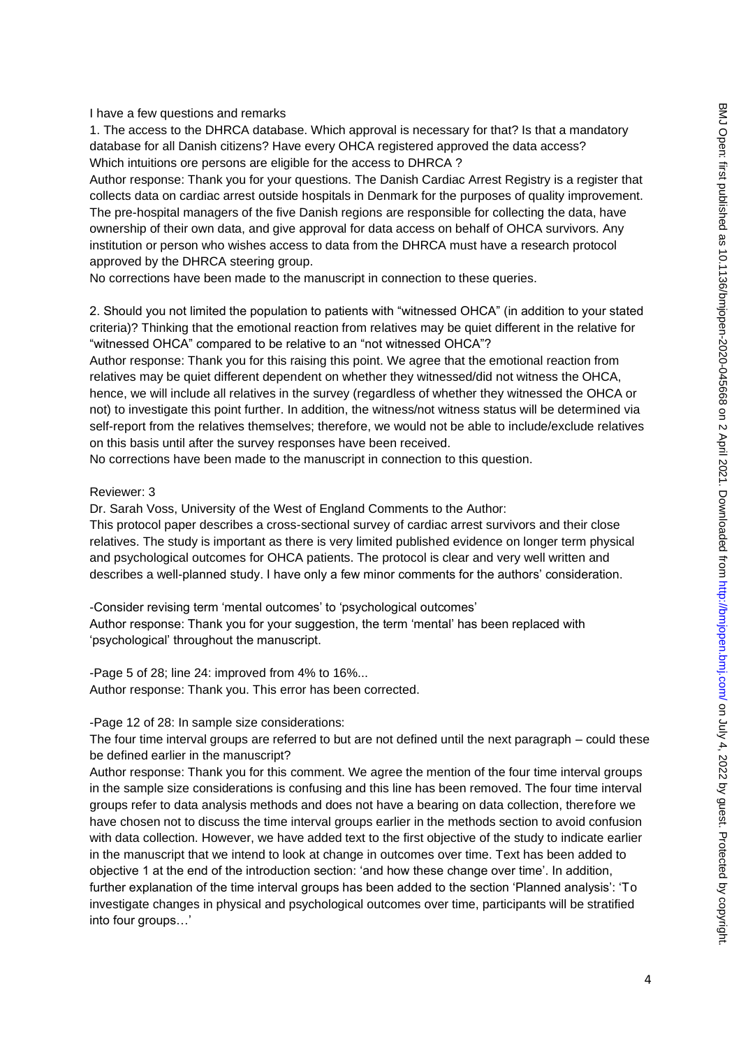I have a few questions and remarks

1. The access to the DHRCA database. Which approval is necessary for that? Is that a mandatory database for all Danish citizens? Have every OHCA registered approved the data access? Which intuitions ore persons are eligible for the access to DHRCA ?

Author response: Thank you for your questions. The Danish Cardiac Arrest Registry is a register that collects data on cardiac arrest outside hospitals in Denmark for the purposes of quality improvement. The pre-hospital managers of the five Danish regions are responsible for collecting the data, have ownership of their own data, and give approval for data access on behalf of OHCA survivors. Any institution or person who wishes access to data from the DHRCA must have a research protocol approved by the DHRCA steering group.

No corrections have been made to the manuscript in connection to these queries.

2. Should you not limited the population to patients with "witnessed OHCA" (in addition to your stated criteria)? Thinking that the emotional reaction from relatives may be quiet different in the relative for "witnessed OHCA" compared to be relative to an "not witnessed OHCA"?

Author response: Thank you for this raising this point. We agree that the emotional reaction from relatives may be quiet different dependent on whether they witnessed/did not witness the OHCA, hence, we will include all relatives in the survey (regardless of whether they witnessed the OHCA or not) to investigate this point further. In addition, the witness/not witness status will be determined via self-report from the relatives themselves; therefore, we would not be able to include/exclude relatives on this basis until after the survey responses have been received.

No corrections have been made to the manuscript in connection to this question.

Reviewer: 3

Dr. Sarah Voss, University of the West of England Comments to the Author:

This protocol paper describes a cross-sectional survey of cardiac arrest survivors and their close relatives. The study is important as there is very limited published evidence on longer term physical and psychological outcomes for OHCA patients. The protocol is clear and very well written and describes a well-planned study. I have only a few minor comments for the authors' consideration.

-Consider revising term 'mental outcomes' to 'psychological outcomes'

Author response: Thank you for your suggestion, the term 'mental' has been replaced with 'psychological' throughout the manuscript.

-Page 5 of 28; line 24: improved from 4% to 16%...

Author response: Thank you. This error has been corrected.

-Page 12 of 28: In sample size considerations:

The four time interval groups are referred to but are not defined until the next paragraph – could these be defined earlier in the manuscript?

Author response: Thank you for this comment. We agree the mention of the four time interval groups in the sample size considerations is confusing and this line has been removed. The four time interval groups refer to data analysis methods and does not have a bearing on data collection, therefore we have chosen not to discuss the time interval groups earlier in the methods section to avoid confusion with data collection. However, we have added text to the first objective of the study to indicate earlier in the manuscript that we intend to look at change in outcomes over time. Text has been added to objective 1 at the end of the introduction section: 'and how these change over time'. In addition, further explanation of the time interval groups has been added to the section 'Planned analysis': 'To investigate changes in physical and psychological outcomes over time, participants will be stratified into four groups…'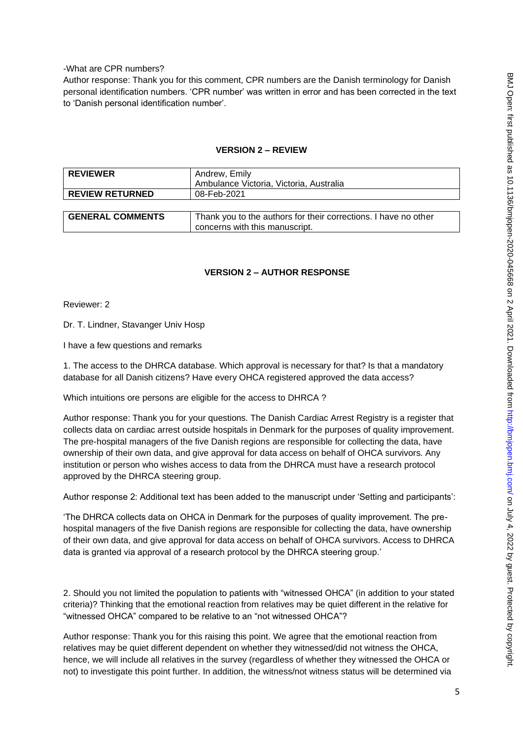-What are CPR numbers?

Author response: Thank you for this comment, CPR numbers are the Danish terminology for Danish personal identification numbers. 'CPR number' was written in error and has been corrected in the text to 'Danish personal identification number'.

## VERSION 2 – REVIEW

| REVIEWER | Andrew, Emily<br>Ambulance Victoria, Victoria, Australia |
|---|---|
| REVIEW RETURNED | 08-Feb-2021 |

| GENERAL COMMENTS | Thank you to the authors for their corrections. I have no other concerns with this manuscript. |
|---|---|

## VERSION 2 – AUTHOR RESPONSE

Reviewer: 2

Dr. T. Lindner, Stavanger Univ Hosp

I have a few questions and remarks

1. The access to the DHRCA database. Which approval is necessary for that? Is that a mandatory database for all Danish citizens? Have every OHCA registered approved the data access?

Which intuitions ore persons are eligible for the access to DHRCA ?

Author response: Thank you for your questions. The Danish Cardiac Arrest Registry is a register that collects data on cardiac arrest outside hospitals in Denmark for the purposes of quality improvement. The pre-hospital managers of the five Danish regions are responsible for collecting the data, have ownership of their own data, and give approval for data access on behalf of OHCA survivors. Any institution or person who wishes access to data from the DHRCA must have a research protocol approved by the DHRCA steering group.

Author response 2: Additional text has been added to the manuscript under 'Setting and participants':

'The DHRCA collects data on OHCA in Denmark for the purposes of quality improvement. The pre-hospital managers of the five Danish regions are responsible for collecting the data, have ownership of their own data, and give approval for data access on behalf of OHCA survivors. Access to DHRCA data is granted via approval of a research protocol by the DHRCA steering group.'

2. Should you not limited the population to patients with "witnessed OHCA" (in addition to your stated criteria)? Thinking that the emotional reaction from relatives may be quiet different in the relative for "witnessed OHCA" compared to be relative to an "not witnessed OHCA"?

Author response: Thank you for this raising this point. We agree that the emotional reaction from relatives may be quiet different dependent on whether they witnessed/did not witness the OHCA, hence, we will include all relatives in the survey (regardless of whether they witnessed the OHCA or not) to investigate this point further. In addition, the witness/not witness status will be determined via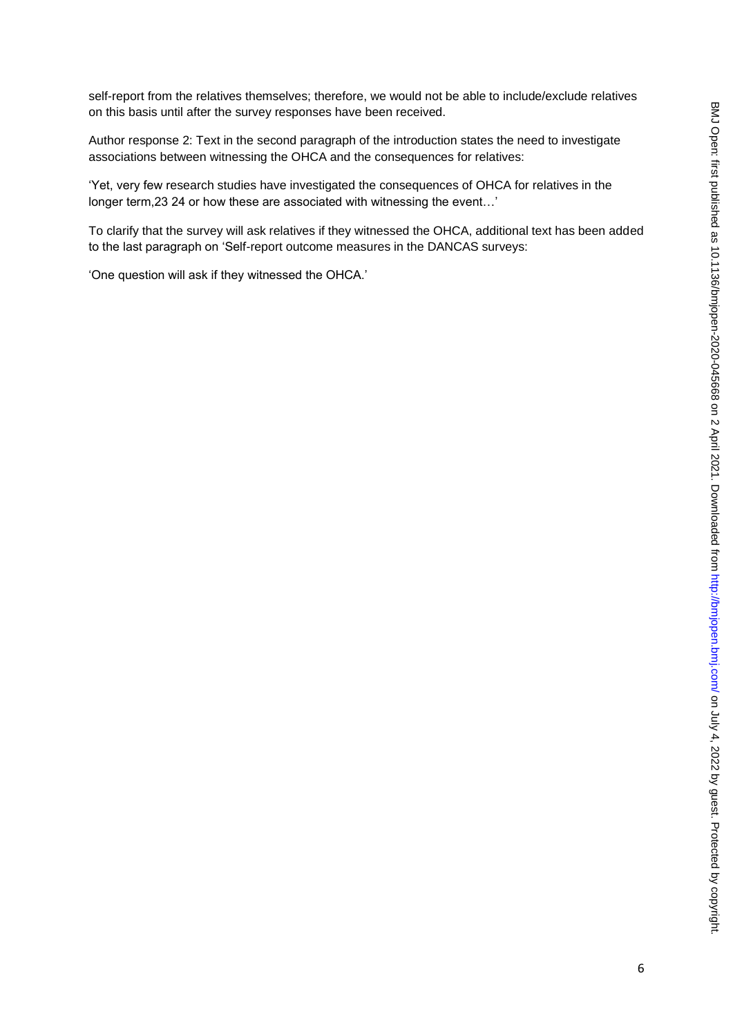self-report from the relatives themselves; therefore, we would not be able to include/exclude relatives on this basis until after the survey responses have been received.

Author response 2: Text in the second paragraph of the introduction states the need to investigate associations between witnessing the OHCA and the consequences for relatives:

'Yet, very few research studies have investigated the consequences of OHCA for relatives in the longer term,23 24 or how these are associated with witnessing the event…'

To clarify that the survey will ask relatives if they witnessed the OHCA, additional text has been added to the last paragraph on 'Self-report outcome measures in the DANCAS surveys:

'One question will ask if they witnessed the OHCA.'